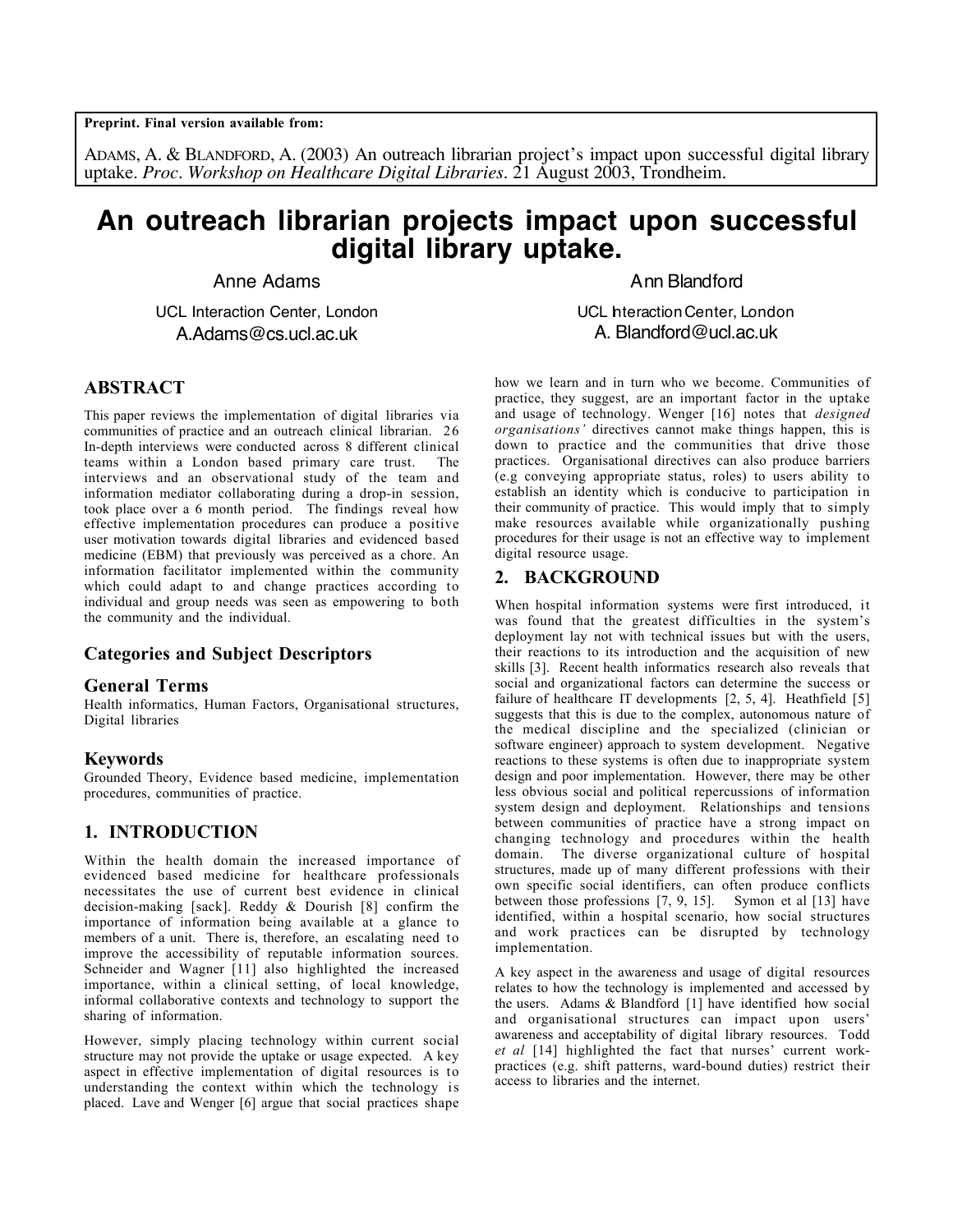**Preprint. Final version available from:**

ADAMS, A. & BLANDFORD, A. (2003) An outreach librarian project's impact upon successful digital library uptake. *Proc. Workshop on Healthcare Digital Libraries*. 21 August 2003, Trondheim.

# An outreach librarian projects impact upon successful digital library uptake.

Anne Adams
UCL Interaction Center, London
A.Adams@cs.ucl.ac.uk

Ann Blandford
UCL Interaction Center, London
A. Blandford@ucl.ac.uk

## ABSTRACT

This paper reviews the implementation of digital libraries via communities of practice and an outreach clinical librarian. 26 In-depth interviews were conducted across 8 different clinical teams within a London based primary care trust. The interviews and an observational study of the team and information mediator collaborating during a drop-in session, took place over a 6 month period. The findings reveal how effective implementation procedures can produce a positive user motivation towards digital libraries and evidenced based medicine (EBM) that previously was perceived as a chore. An information facilitator implemented within the community which could adapt to and change practices according to individual and group needs was seen as empowering to both the community and the individual.

### Categories and Subject Descriptors

### General Terms

Health informatics, Human Factors, Organisational structures, Digital libraries

### Keywords

Grounded Theory, Evidence based medicine, implementation procedures, communities of practice.

## 1. INTRODUCTION

Within the health domain the increased importance of evidenced based medicine for healthcare professionals necessitates the use of current best evidence in clinical decision-making [sack]. Reddy & Dourish [8] confirm the importance of information being available at a glance to members of a unit. There is, therefore, an escalating need to improve the accessibility of reputable information sources. Schneider and Wagner [11] also highlighted the increased importance, within a clinical setting, of local knowledge, informal collaborative contexts and technology to support the sharing of information.

However, simply placing technology within current social structure may not provide the uptake or usage expected. A key aspect in effective implementation of digital resources is to understanding the context within which the technology is placed. Lave and Wenger [6] argue that social practices shape how we learn and in turn who we become. Communities of practice, they suggest, are an important factor in the uptake and usage of technology. Wenger [16] notes that *designed organisations'* directives cannot make things happen, this is down to practice and the communities that drive those practices. Organisational directives can also produce barriers (e.g conveying appropriate status, roles) to users ability to establish an identity which is conducive to participation in their community of practice. This would imply that to simply make resources available while organizationally pushing procedures for their usage is not an effective way to implement digital resource usage.

## 2. BACKGROUND

When hospital information systems were first introduced, it was found that the greatest difficulties in the system's deployment lay not with technical issues but with the users, their reactions to its introduction and the acquisition of new skills [3]. Recent health informatics research also reveals that social and organizational factors can determine the success or failure of healthcare IT developments [2, 5, 4]. Heathfield [5] suggests that this is due to the complex, autonomous nature of the medical discipline and the specialized (clinician or software engineer) approach to system development. Negative reactions to these systems is often due to inappropriate system design and poor implementation. However, there may be other less obvious social and political repercussions of information system design and deployment. Relationships and tensions between communities of practice have a strong impact on changing technology and procedures within the health domain. The diverse organizational culture of hospital structures, made up of many different professions with their own specific social identifiers, can often produce conflicts between those professions [7, 9, 15]. Symon et al [13] have identified, within a hospital scenario, how social structures and work practices can be disrupted by technology implementation.

A key aspect in the awareness and usage of digital resources relates to how the technology is implemented and accessed by the users. Adams & Blandford [1] have identified how social and organisational structures can impact upon users' awareness and acceptability of digital library resources. Todd *et al* [14] highlighted the fact that nurses' current work-practices (e.g. shift patterns, ward-bound duties) restrict their access to libraries and the internet.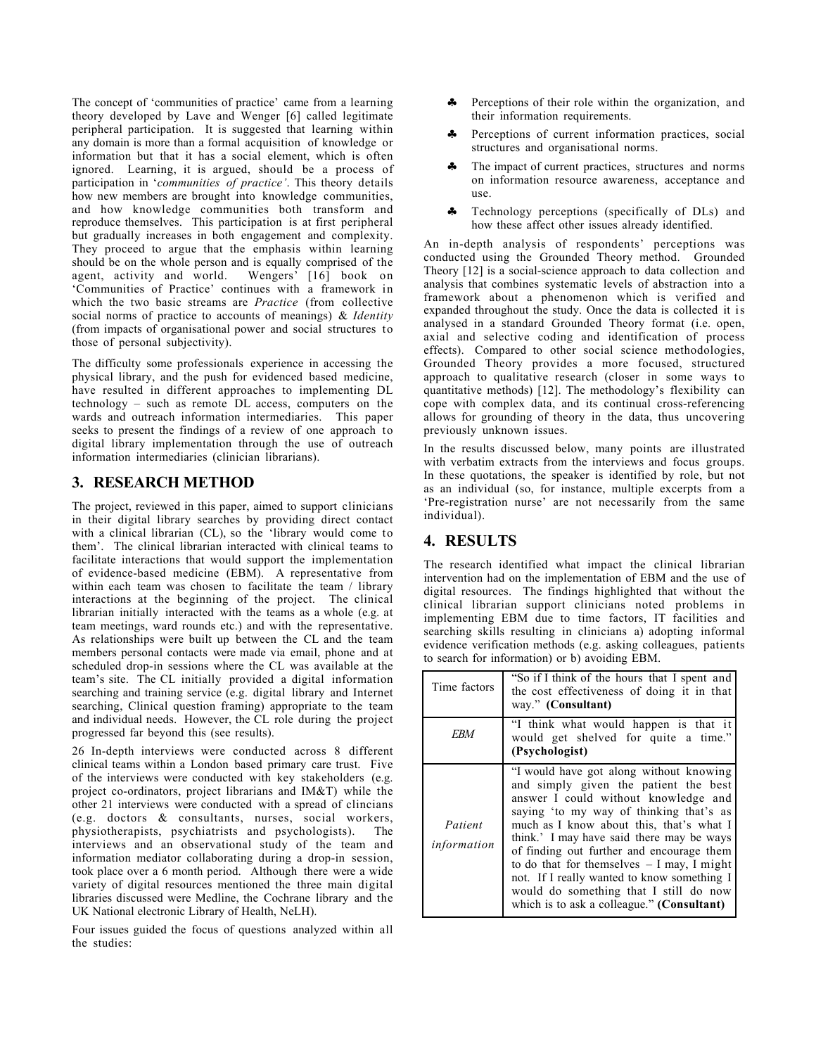The concept of 'communities of practice' came from a learning theory developed by Lave and Wenger [6] called legitimate peripheral participation. It is suggested that learning within any domain is more than a formal acquisition of knowledge or information but that it has a social element, which is often ignored. Learning, it is argued, should be a process of participation in '*communities of practice'*. This theory details how new members are brought into knowledge communities, and how knowledge communities both transform and reproduce themselves. This participation is at first peripheral but gradually increases in both engagement and complexity. They proceed to argue that the emphasis within learning should be on the whole person and is equally comprised of the agent, activity and world. Wengers' [16] book on 'Communities of Practice' continues with a framework in which the two basic streams are *Practice* (from collective social norms of practice to accounts of meanings) & *Identity* (from impacts of organisational power and social structures to those of personal subjectivity).

The difficulty some professionals experience in accessing the physical library, and the push for evidenced based medicine, have resulted in different approaches to implementing DL technology – such as remote DL access, computers on the wards and outreach information intermediaries. This paper seeks to present the findings of a review of one approach to digital library implementation through the use of outreach information intermediaries (clinician librarians).

## 3. RESEARCH METHOD

The project, reviewed in this paper, aimed to support clinicians in their digital library searches by providing direct contact with a clinical librarian (CL), so the 'library would come to them'. The clinical librarian interacted with clinical teams to facilitate interactions that would support the implementation of evidence-based medicine (EBM). A representative from within each team was chosen to facilitate the team / library interactions at the beginning of the project. The clinical librarian initially interacted with the teams as a whole (e.g. at team meetings, ward rounds etc.) and with the representative. As relationships were built up between the CL and the team members personal contacts were made via email, phone and at scheduled drop-in sessions where the CL was available at the team's site. The CL initially provided a digital information searching and training service (e.g. digital library and Internet searching, Clinical question framing) appropriate to the team and individual needs. However, the CL role during the project progressed far beyond this (see results).

26 In-depth interviews were conducted across 8 different clinical teams within a London based primary care trust. Five of the interviews were conducted with key stakeholders (e.g. project co-ordinators, project librarians and IM&T) while the other 21 interviews were conducted with a spread of clincians (e.g. doctors & consultants, nurses, social workers, physiotherapists, psychiatrists and psychologists). The interviews and an observational study of the team and information mediator collaborating during a drop-in session, took place over a 6 month period. Although there were a wide variety of digital resources mentioned the three main digital libraries discussed were Medline, the Cochrane library and the UK National electronic Library of Health, NeLH).

Four issues guided the focus of questions analyzed within all the studies:

- Perceptions of their role within the organization, and their information requirements.
- Perceptions of current information practices, social structures and organisational norms.
- The impact of current practices, structures and norms on information resource awareness, acceptance and use.
- Technology perceptions (specifically of DLs) and how these affect other issues already identified.

An in-depth analysis of respondents' perceptions was conducted using the Grounded Theory method. Grounded Theory [12] is a social-science approach to data collection and analysis that combines systematic levels of abstraction into a framework about a phenomenon which is verified and expanded throughout the study. Once the data is collected it is analysed in a standard Grounded Theory format (i.e. open, axial and selective coding and identification of process effects). Compared to other social science methodologies, Grounded Theory provides a more focused, structured approach to qualitative research (closer in some ways to quantitative methods) [12]. The methodology's flexibility can cope with complex data, and its continual cross-referencing allows for grounding of theory in the data, thus uncovering previously unknown issues.

In the results discussed below, many points are illustrated with verbatim extracts from the interviews and focus groups. In these quotations, the speaker is identified by role, but not as an individual (so, for instance, multiple excerpts from a 'Pre-registration nurse' are not necessarily from the same individual).

## 4. RESULTS

The research identified what impact the clinical librarian intervention had on the implementation of EBM and the use of digital resources. The findings highlighted that without the clinical librarian support clinicians noted problems in implementing EBM due to time factors, IT facilities and searching skills resulting in clinicians a) adopting informal evidence verification methods (e.g. asking colleagues, patients to search for information) or b) avoiding EBM.

| | |
|---|---|
| Time factors | "So if I think of the hours that I spent and the cost effectiveness of doing it in that way." **(Consultant)** |
| *EBM* | "I think what would happen is that it would get shelved for quite a time." **(Psychologist)** |
| *Patient information* | "I would have got along without knowing and simply given the patient the best answer I could without knowledge and saying 'to my way of thinking that's as much as I know about this, that's what I think.' I may have said there may be ways of finding out further and encourage them to do that for themselves – I may, I might not. If I really wanted to know something I would do something that I still do now which is to ask a colleague." **(Consultant)** |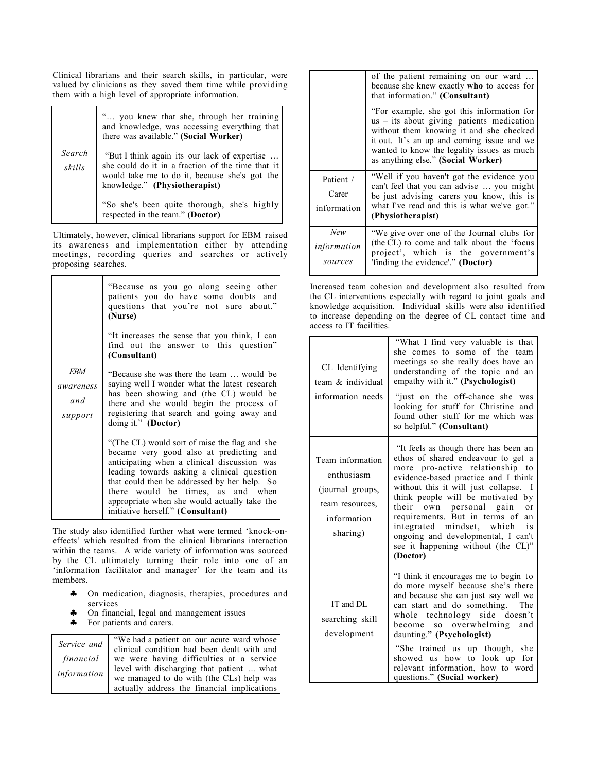Clinical librarians and their search skills, in particular, were valued by clinicians as they saved them time while providing them with a high level of appropriate information.

| | |
|---|---|
| *Search skills* | "… you knew that she, through her training and knowledge, was accessing everything that there was available." **(Social Worker)**<br><br>"But I think again its our lack of expertise … she could do it in a fraction of the time that it would take me to do it, because she's got the knowledge." **(Physiotherapist)**<br><br>"So she's been quite thorough, she's highly respected in the team." **(Doctor)** |

Ultimately, however, clinical librarians support for EBM raised its awareness and implementation either by attending meetings, recording queries and searches or actively proposing searches.

| | |
|---|---|
| *EBM awareness and support* | "Because as you go along seeing other patients you do have some doubts and questions that you're not sure about." **(Nurse)**<br><br>"It increases the sense that you think, I can find out the answer to this question" **(Consultant)**<br><br>"Because she was there the team … would be saying well I wonder what the latest research has been showing and (the CL) would be there and she would begin the process of registering that search and going away and doing it." **(Doctor)**<br><br>"(The CL) would sort of raise the flag and she became very good also at predicting and anticipating when a clinical discussion was leading towards asking a clinical question that could then be addressed by her help. So there would be times, as and when appropriate when she would actually take the initiative herself." **(Consultant)** |

The study also identified further what were termed 'knock-on-effects' which resulted from the clinical librarians interaction within the teams. A wide variety of information was sourced by the CL ultimately turning their role into one of an 'information facilitator and manager' for the team and its members.

- On medication, diagnosis, therapies, procedures and services
- On financial, legal and management issues
- For patients and carers.

| | |
|---|---|
| *Service and financial information* | "We had a patient on our acute ward whose clinical condition had been dealt with and we were having difficulties at a service level with discharging that patient … what we managed to do with (the CLs) help was actually address the financial implications of the patient remaining on our ward … because she knew exactly **who** to access for that information." **(Consultant)**<br><br>"For example, she got this information for us – its about giving patients medication without them knowing it and she checked it out. It's an up and coming issue and we wanted to know the legality issues as much as anything else." **(Social Worker)** |
| Patient / Carer information | "Well if you haven't got the evidence you can't feel that you can advise … you might be just advising carers you know, this is what I've read and this is what we've got." **(Physiotherapist)** |
| *New information sources* | "We give over one of the Journal clubs for (the CL) to come and talk about the 'focus project', which is the government's 'finding the evidence'." **(Doctor)** |

Increased team cohesion and development also resulted from the CL interventions especially with regard to joint goals and knowledge acquisition. Individual skills were also identified to increase depending on the degree of CL contact time and access to IT facilities.

| | |
|---|---|
| CL Identifying team & individual information needs | "What I find very valuable is that she comes to some of the team meetings so she really does have an understanding of the topic and an empathy with it." **(Psychologist)**<br><br>"just on the off-chance she was looking for stuff for Christine and found other stuff for me which was so helpful." **(Consultant)** |
| Team information enthusiasm (journal groups, team resources, information sharing) | "It feels as though there has been an ethos of shared endeavour to get a more pro-active relationship to evidence-based practice and I think without this it will just collapse. I think people will be motivated by their own personal gain or requirements. But in terms of an integrated mindset, which is ongoing and developmental, I can't see it happening without (the CL)" **(Doctor)** |
| IT and DL searching skill development | "I think it encourages me to begin to do more myself because she's there and because she can just say well we can start and do something. The whole technology side doesn't become so overwhelming and daunting." **(Psychologist)**<br><br>"She trained us up though, she showed us how to look up for relevant information, how to word questions." **(Social worker)** |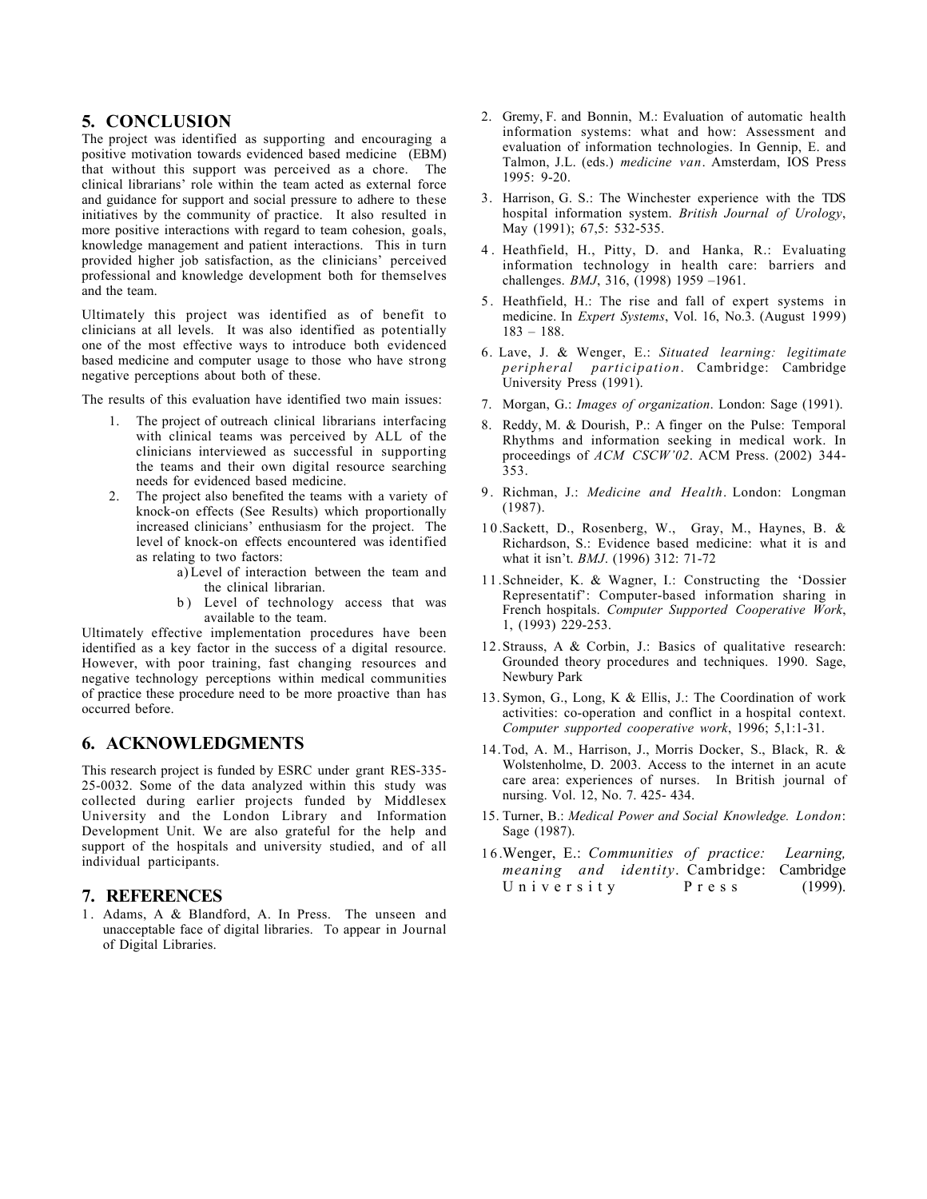## 5. CONCLUSION

The project was identified as supporting and encouraging a positive motivation towards evidenced based medicine (EBM) that without this support was perceived as a chore. The clinical librarians' role within the team acted as external force and guidance for support and social pressure to adhere to these initiatives by the community of practice. It also resulted in more positive interactions with regard to team cohesion, goals, knowledge management and patient interactions. This in turn provided higher job satisfaction, as the clinicians' perceived professional and knowledge development both for themselves and the team.

Ultimately this project was identified as of benefit to clinicians at all levels. It was also identified as potentially one of the most effective ways to introduce both evidenced based medicine and computer usage to those who have strong negative perceptions about both of these.

The results of this evaluation have identified two main issues:

1. The project of outreach clinical librarians interfacing with clinical teams was perceived by ALL of the clinicians interviewed as successful in supporting the teams and their own digital resource searching needs for evidenced based medicine.
2. The project also benefited the teams with a variety of knock-on effects (See Results) which proportionally increased clinicians' enthusiasm for the project. The level of knock-on effects encountered was identified as relating to two factors:
   a) Level of interaction between the team and the clinical librarian.
   b) Level of technology access that was available to the team.

Ultimately effective implementation procedures have been identified as a key factor in the success of a digital resource. However, with poor training, fast changing resources and negative technology perceptions within medical communities of practice these procedure need to be more proactive than has occurred before.

## 6. ACKNOWLEDGMENTS

This research project is funded by ESRC under grant RES-335-25-0032. Some of the data analyzed within this study was collected during earlier projects funded by Middlesex University and the London Library and Information Development Unit. We are also grateful for the help and support of the hospitals and university studied, and of all individual participants.

## 7. REFERENCES

1. Adams, A & Blandford, A. In Press. The unseen and unacceptable face of digital libraries. To appear in Journal of Digital Libraries.
2. Gremy, F. and Bonnin, M.: Evaluation of automatic health information systems: what and how: Assessment and evaluation of information technologies. In Gennip, E. and Talmon, J.L. (eds.) *medicine van*. Amsterdam, IOS Press 1995: 9-20.
3. Harrison, G. S.: The Winchester experience with the TDS hospital information system. *British Journal of Urology*, May (1991); 67,5: 532-535.
4. Heathfield, H., Pitty, D. and Hanka, R.: Evaluating information technology in health care: barriers and challenges. *BMJ*, 316, (1998) 1959 –1961.
5. Heathfield, H.: The rise and fall of expert systems in medicine. In *Expert Systems*, Vol. 16, No.3. (August 1999) 183 – 188.
6. Lave, J. & Wenger, E.: *Situated learning: legitimate peripheral participation*. Cambridge: Cambridge University Press (1991).
7. Morgan, G.: *Images of organization*. London: Sage (1991).
8. Reddy, M. & Dourish, P.: A finger on the Pulse: Temporal Rhythms and information seeking in medical work. In proceedings of *ACM CSCW'02*. ACM Press. (2002) 344-353.
9. Richman, J.: *Medicine and Health*. London: Longman (1987).
10. Sackett, D., Rosenberg, W., Gray, M., Haynes, B. & Richardson, S.: Evidence based medicine: what it is and what it isn't. *BMJ*. (1996) 312: 71-72
11. Schneider, K. & Wagner, I.: Constructing the 'Dossier Representatif': Computer-based information sharing in French hospitals. *Computer Supported Cooperative Work*, 1, (1993) 229-253.
12. Strauss, A & Corbin, J.: Basics of qualitative research: Grounded theory procedures and techniques. 1990. Sage, Newbury Park
13. Symon, G., Long, K & Ellis, J.: The Coordination of work activities: co-operation and conflict in a hospital context. *Computer supported cooperative work*, 1996; 5,1:1-31.
14. Tod, A. M., Harrison, J., Morris Docker, S., Black, R. & Wolstenholme, D. 2003. Access to the internet in an acute care area: experiences of nurses. In British journal of nursing. Vol. 12, No. 7. 425- 434.
15. Turner, B.: *Medical Power and Social Knowledge. London*: Sage (1987).
16. Wenger, E.: *Communities of practice: Learning, meaning and identity*. Cambridge: Cambridge University Press (1999).